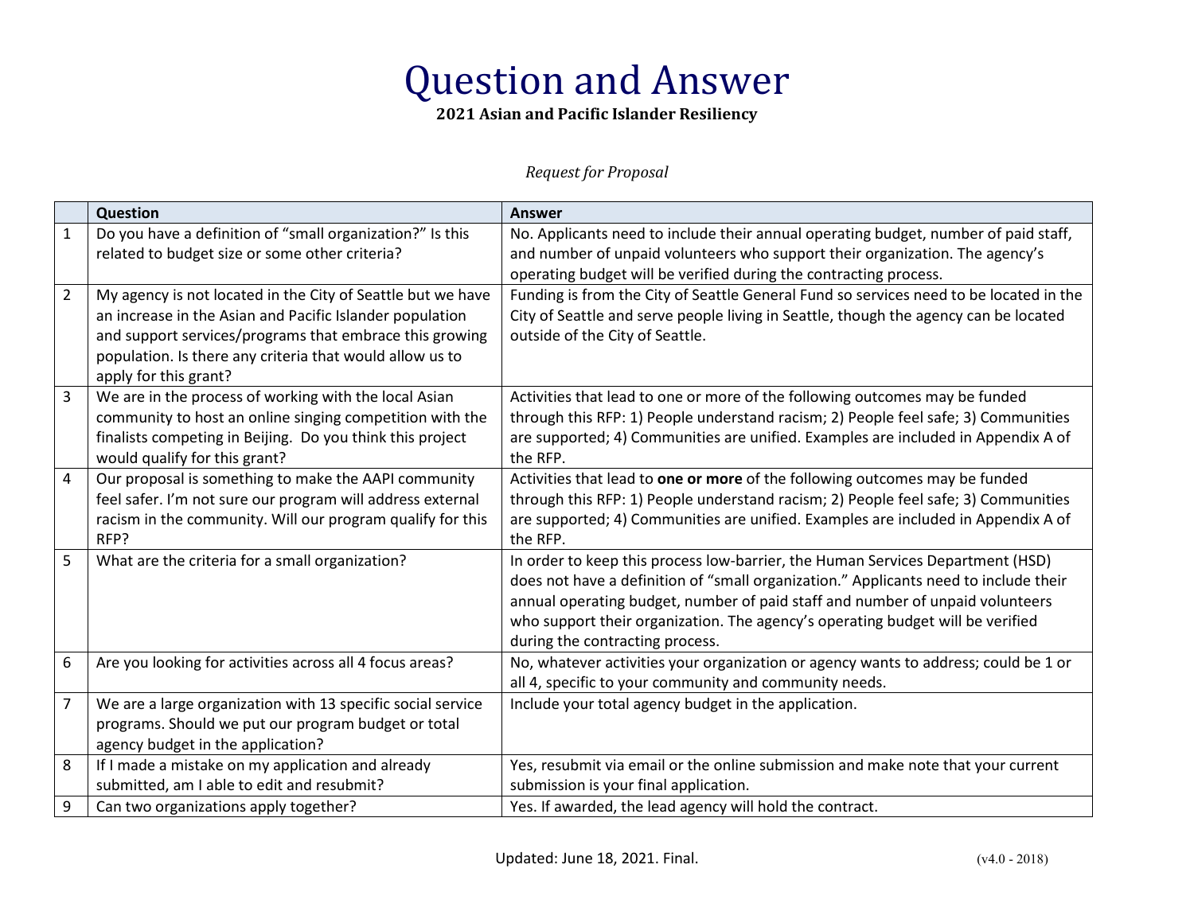# Question and Answer

**2021 Asian and Pacific Islander Resiliency**

*Request for Proposal*

| | Question | Answer |
|---|---|---|
| 1 | Do you have a definition of "small organization?" Is this related to budget size or some other criteria? | No. Applicants need to include their annual operating budget, number of paid staff, and number of unpaid volunteers who support their organization. The agency's operating budget will be verified during the contracting process. |
| 2 | My agency is not located in the City of Seattle but we have an increase in the Asian and Pacific Islander population and support services/programs that embrace this growing population. Is there any criteria that would allow us to apply for this grant? | Funding is from the City of Seattle General Fund so services need to be located in the City of Seattle and serve people living in Seattle, though the agency can be located outside of the City of Seattle. |
| 3 | We are in the process of working with the local Asian community to host an online singing competition with the finalists competing in Beijing. Do you think this project would qualify for this grant? | Activities that lead to one or more of the following outcomes may be funded through this RFP: 1) People understand racism; 2) People feel safe; 3) Communities are supported; 4) Communities are unified. Examples are included in Appendix A of the RFP. |
| 4 | Our proposal is something to make the AAPI community feel safer. I'm not sure our program will address external racism in the community. Will our program qualify for this RFP? | Activities that lead to **one or more** of the following outcomes may be funded through this RFP: 1) People understand racism; 2) People feel safe; 3) Communities are supported; 4) Communities are unified. Examples are included in Appendix A of the RFP. |
| 5 | What are the criteria for a small organization? | In order to keep this process low-barrier, the Human Services Department (HSD) does not have a definition of "small organization." Applicants need to include their annual operating budget, number of paid staff and number of unpaid volunteers who support their organization. The agency's operating budget will be verified during the contracting process. |
| 6 | Are you looking for activities across all 4 focus areas? | No, whatever activities your organization or agency wants to address; could be 1 or all 4, specific to your community and community needs. |
| 7 | We are a large organization with 13 specific social service programs. Should we put our program budget or total agency budget in the application? | Include your total agency budget in the application. |
| 8 | If I made a mistake on my application and already submitted, am I able to edit and resubmit? | Yes, resubmit via email or the online submission and make note that your current submission is your final application. |
| 9 | Can two organizations apply together? | Yes. If awarded, the lead agency will hold the contract. |

Updated: June 18, 2021. Final.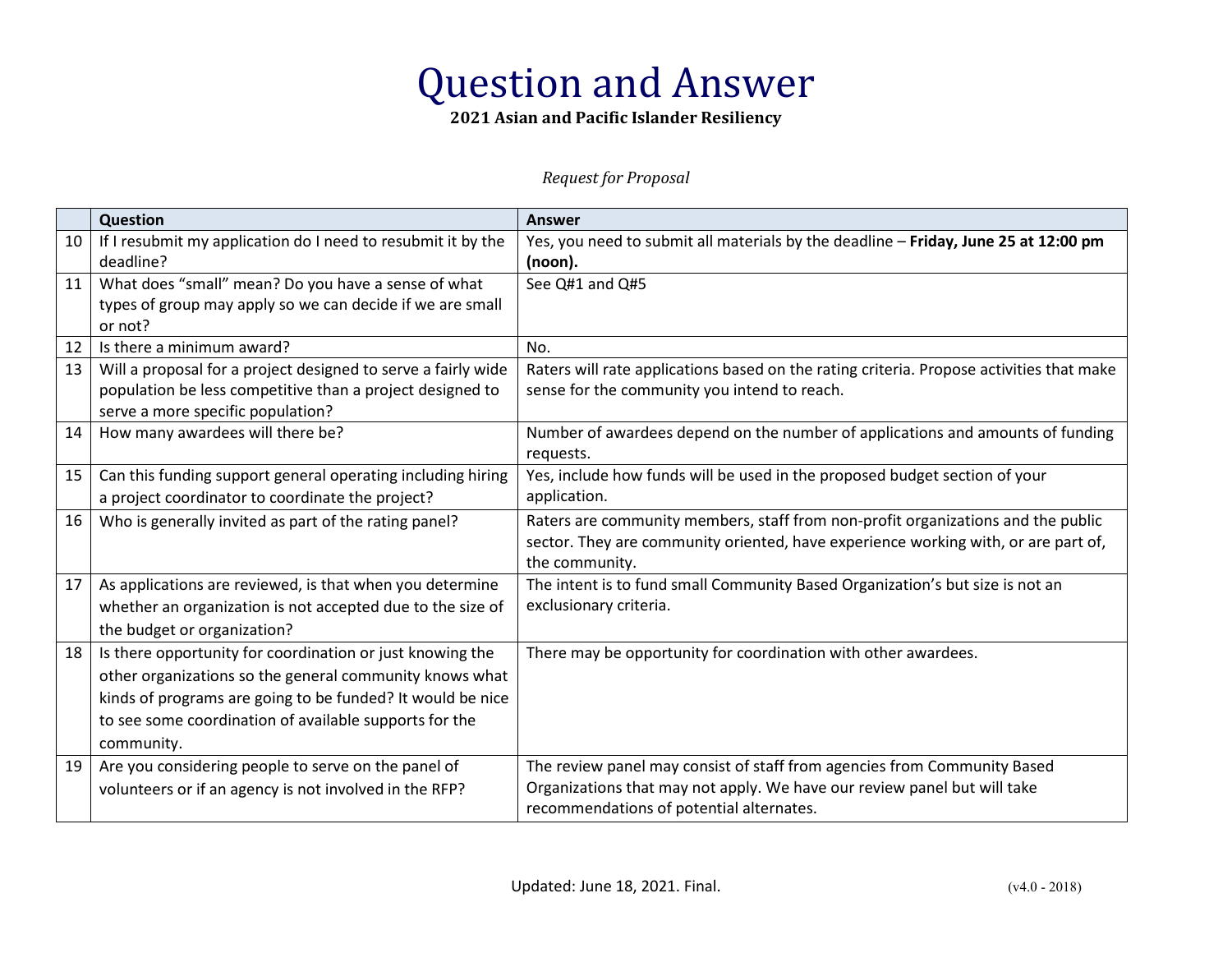# Question and Answer

**2021 Asian and Pacific Islander Resiliency**

*Request for Proposal*

| | Question | Answer |
|---|---|---|
| 10 | If I resubmit my application do I need to resubmit it by the deadline? | Yes, you need to submit all materials by the deadline – **Friday, June 25 at 12:00 pm (noon).** |
| 11 | What does "small" mean? Do you have a sense of what types of group may apply so we can decide if we are small or not? | See Q#1 and Q#5 |
| 12 | Is there a minimum award? | No. |
| 13 | Will a proposal for a project designed to serve a fairly wide population be less competitive than a project designed to serve a more specific population? | Raters will rate applications based on the rating criteria. Propose activities that make sense for the community you intend to reach. |
| 14 | How many awardees will there be? | Number of awardees depend on the number of applications and amounts of funding requests. |
| 15 | Can this funding support general operating including hiring a project coordinator to coordinate the project? | Yes, include how funds will be used in the proposed budget section of your application. |
| 16 | Who is generally invited as part of the rating panel? | Raters are community members, staff from non-profit organizations and the public sector. They are community oriented, have experience working with, or are part of, the community. |
| 17 | As applications are reviewed, is that when you determine whether an organization is not accepted due to the size of the budget or organization? | The intent is to fund small Community Based Organization's but size is not an exclusionary criteria. |
| 18 | Is there opportunity for coordination or just knowing the other organizations so the general community knows what kinds of programs are going to be funded? It would be nice to see some coordination of available supports for the community. | There may be opportunity for coordination with other awardees. |
| 19 | Are you considering people to serve on the panel of volunteers or if an agency is not involved in the RFP? | The review panel may consist of staff from agencies from Community Based Organizations that may not apply. We have our review panel but will take recommendations of potential alternates. |

Updated: June 18, 2021. Final.

(v4.0 - 2018)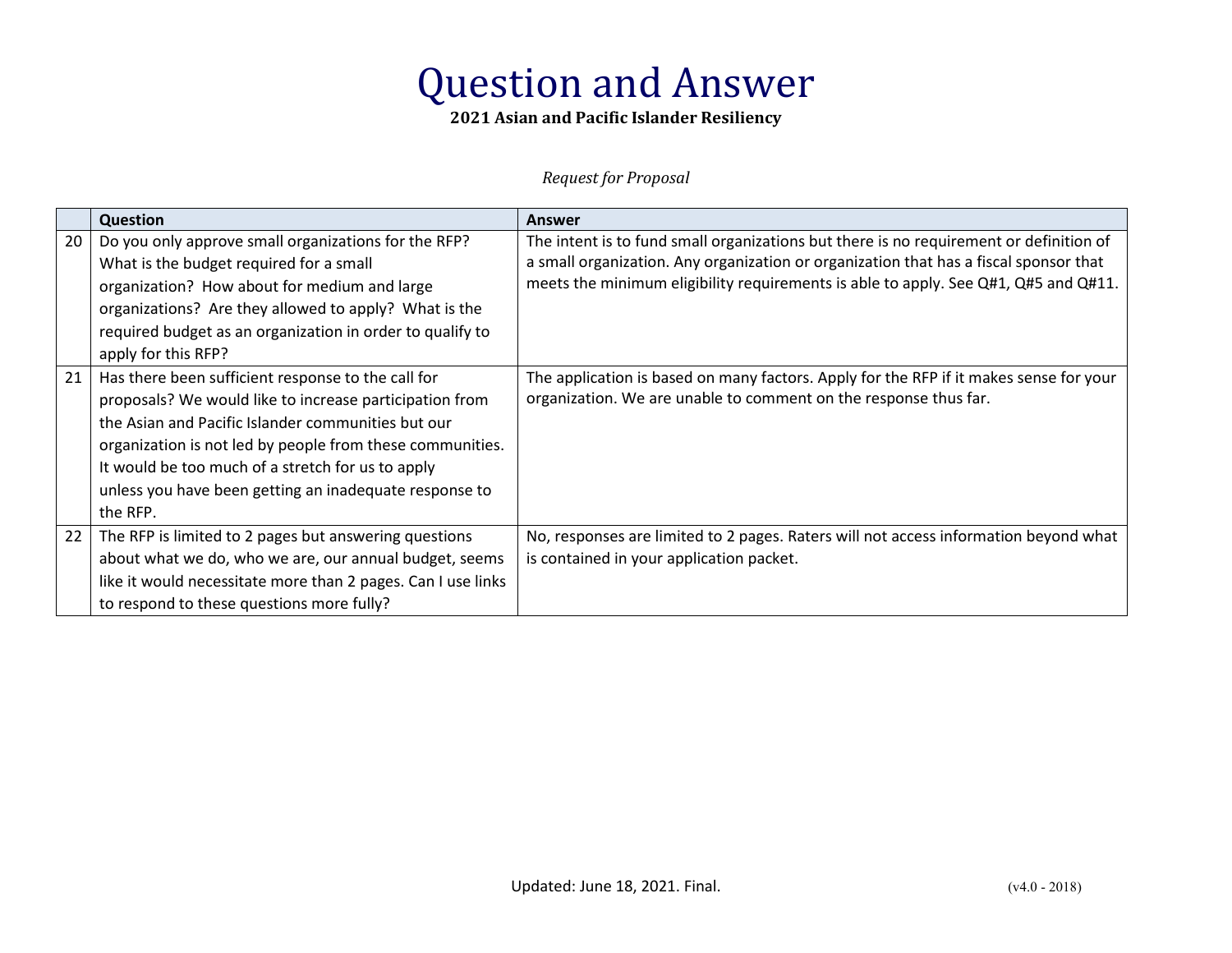# Question and Answer

**2021 Asian and Pacific Islander Resiliency**

*Request for Proposal*

| | Question | Answer |
|---|---|---|
| 20 | Do you only approve small organizations for the RFP? What is the budget required for a small organization? How about for medium and large organizations? Are they allowed to apply? What is the required budget as an organization in order to qualify to apply for this RFP? | The intent is to fund small organizations but there is no requirement or definition of a small organization. Any organization or organization that has a fiscal sponsor that meets the minimum eligibility requirements is able to apply. See Q#1, Q#5 and Q#11. |
| 21 | Has there been sufficient response to the call for proposals? We would like to increase participation from the Asian and Pacific Islander communities but our organization is not led by people from these communities. It would be too much of a stretch for us to apply unless you have been getting an inadequate response to the RFP. | The application is based on many factors. Apply for the RFP if it makes sense for your organization. We are unable to comment on the response thus far. |
| 22 | The RFP is limited to 2 pages but answering questions about what we do, who we are, our annual budget, seems like it would necessitate more than 2 pages. Can I use links to respond to these questions more fully? | No, responses are limited to 2 pages. Raters will not access information beyond what is contained in your application packet. |

Updated: June 18, 2021. Final.